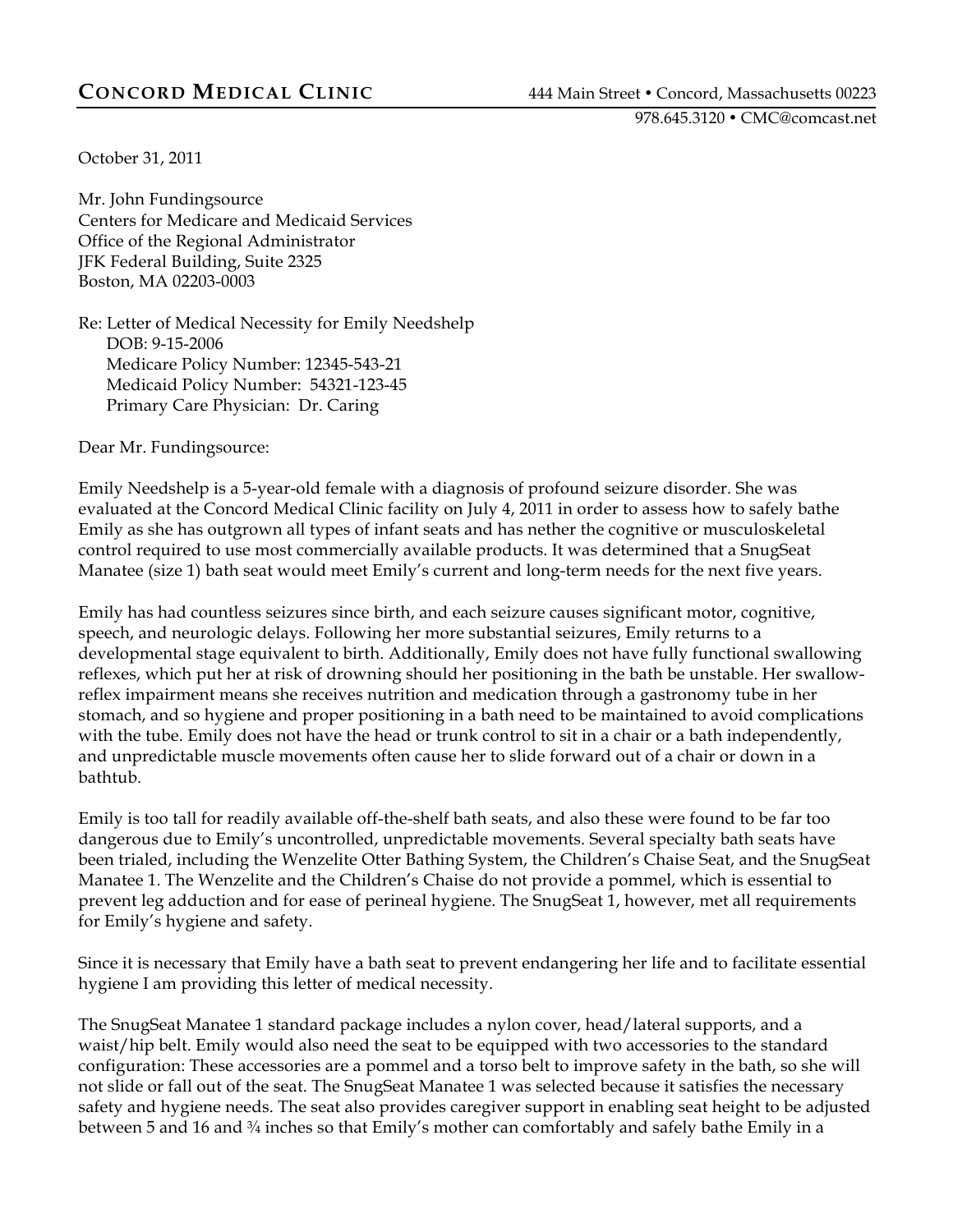**CONCORD MEDICAL CLINIC** 444 Main Street • Concord, Massachusetts 00223
978.645.3120 • CMC@comcast.net

October 31, 2011

Mr. John Fundingsource
Centers for Medicare and Medicaid Services
Office of the Regional Administrator
JFK Federal Building, Suite 2325
Boston, MA 02203-0003

Re: Letter of Medical Necessity for Emily Needshelp
DOB: 9-15-2006
Medicare Policy Number: 12345-543-21
Medicaid Policy Number: 54321-123-45
Primary Care Physician: Dr. Caring

Dear Mr. Fundingsource:

Emily Needshelp is a 5-year-old female with a diagnosis of profound seizure disorder. She was evaluated at the Concord Medical Clinic facility on July 4, 2011 in order to assess how to safely bathe Emily as she has outgrown all types of infant seats and has nether the cognitive or musculoskeletal control required to use most commercially available products. It was determined that a SnugSeat Manatee (size 1) bath seat would meet Emily's current and long-term needs for the next five years.

Emily has had countless seizures since birth, and each seizure causes significant motor, cognitive, speech, and neurologic delays. Following her more substantial seizures, Emily returns to a developmental stage equivalent to birth. Additionally, Emily does not have fully functional swallowing reflexes, which put her at risk of drowning should her positioning in the bath be unstable. Her swallow-reflex impairment means she receives nutrition and medication through a gastronomy tube in her stomach, and so hygiene and proper positioning in a bath need to be maintained to avoid complications with the tube. Emily does not have the head or trunk control to sit in a chair or a bath independently, and unpredictable muscle movements often cause her to slide forward out of a chair or down in a bathtub.

Emily is too tall for readily available off-the-shelf bath seats, and also these were found to be far too dangerous due to Emily's uncontrolled, unpredictable movements. Several specialty bath seats have been trialed, including the Wenzelite Otter Bathing System, the Children's Chaise Seat, and the SnugSeat Manatee 1. The Wenzelite and the Children's Chaise do not provide a pommel, which is essential to prevent leg adduction and for ease of perineal hygiene. The SnugSeat 1, however, met all requirements for Emily's hygiene and safety.

Since it is necessary that Emily have a bath seat to prevent endangering her life and to facilitate essential hygiene I am providing this letter of medical necessity.

The SnugSeat Manatee 1 standard package includes a nylon cover, head/lateral supports, and a waist/hip belt. Emily would also need the seat to be equipped with two accessories to the standard configuration: These accessories are a pommel and a torso belt to improve safety in the bath, so she will not slide or fall out of the seat. The SnugSeat Manatee 1 was selected because it satisfies the necessary safety and hygiene needs. The seat also provides caregiver support in enabling seat height to be adjusted between 5 and 16 and ¾ inches so that Emily's mother can comfortably and safely bathe Emily in a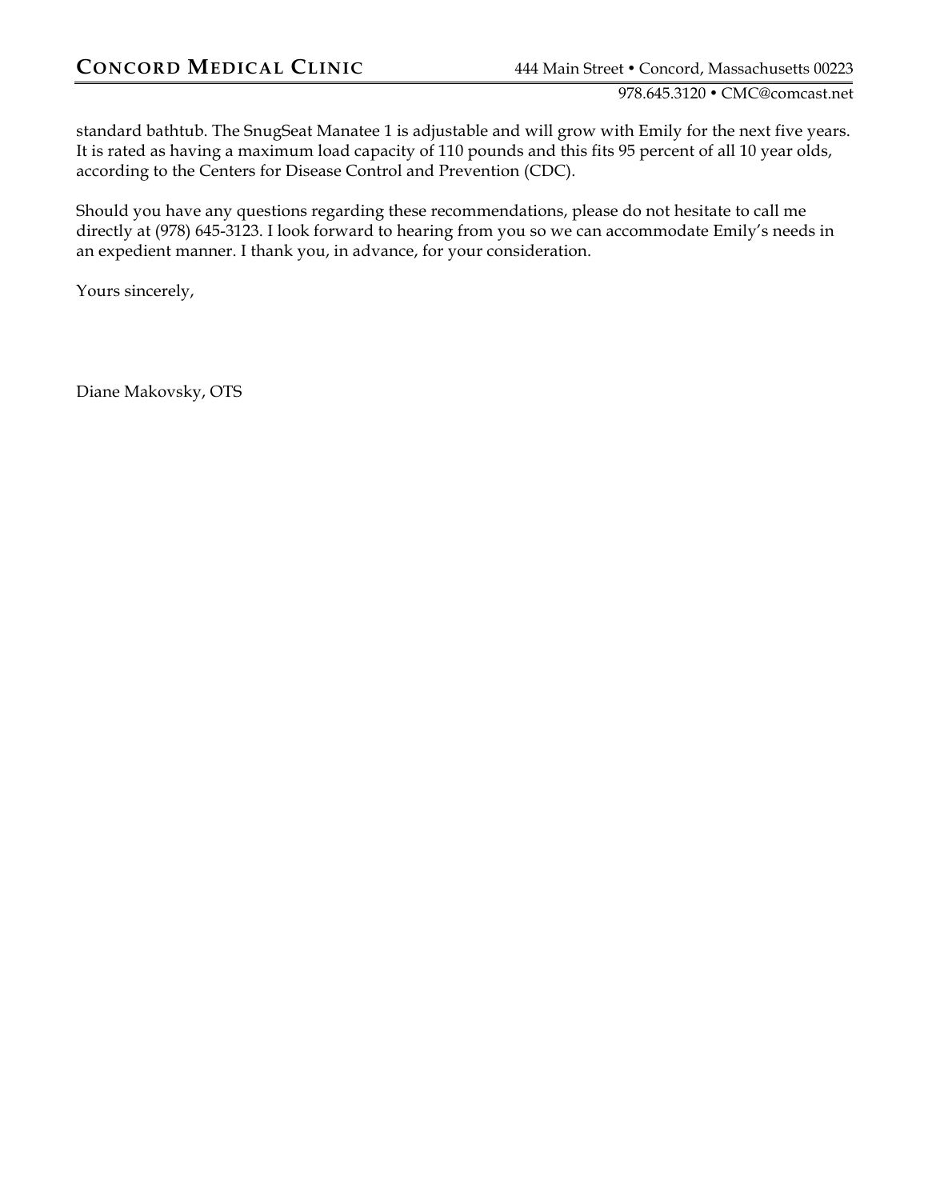standard bathtub. The SnugSeat Manatee 1 is adjustable and will grow with Emily for the next five years. It is rated as having a maximum load capacity of 110 pounds and this fits 95 percent of all 10 year olds, according to the Centers for Disease Control and Prevention (CDC).

Should you have any questions regarding these recommendations, please do not hesitate to call me directly at (978) 645-3123. I look forward to hearing from you so we can accommodate Emily's needs in an expedient manner. I thank you, in advance, for your consideration.

Yours sincerely,

Diane Makovsky, OTS